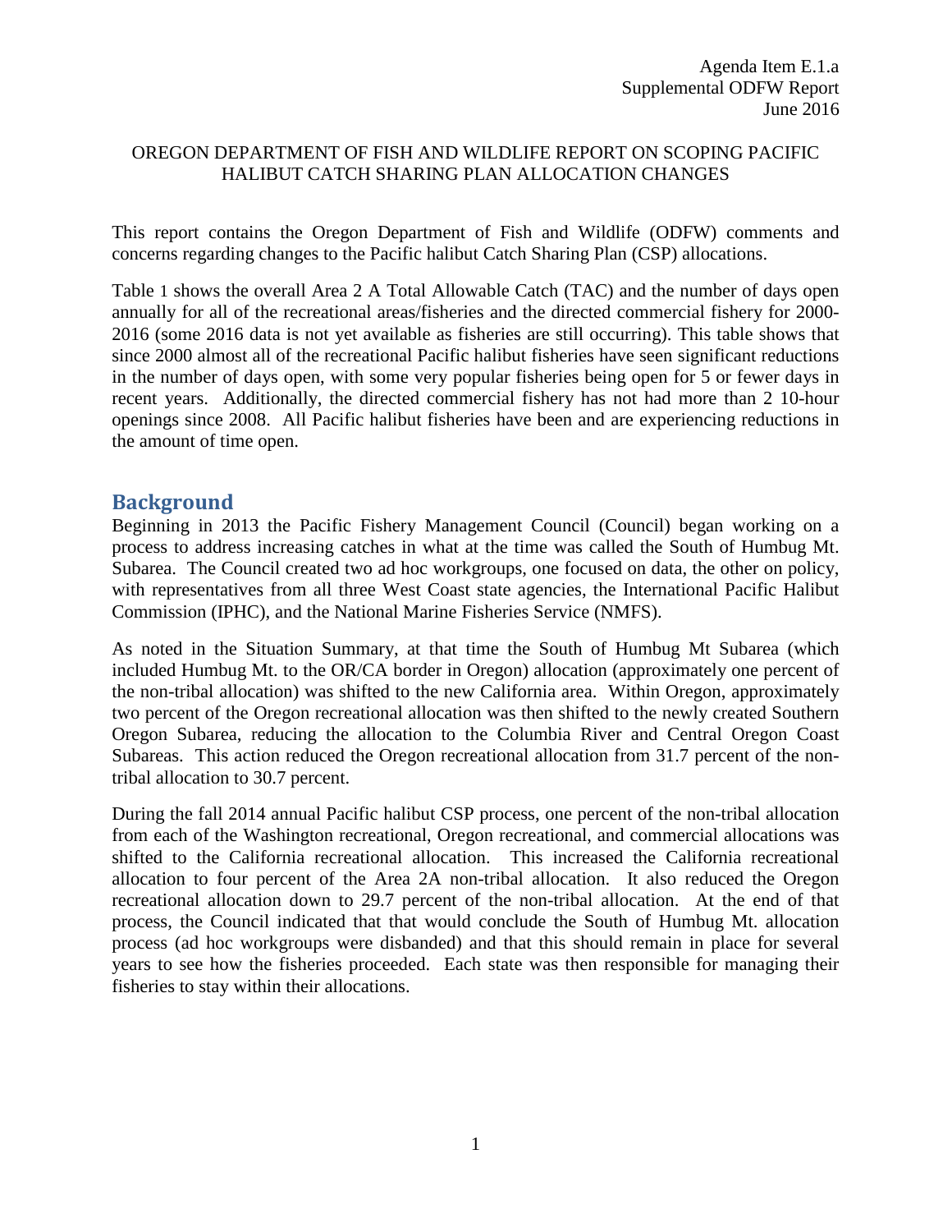Agenda Item E.1.a
Supplemental ODFW Report
June 2016

OREGON DEPARTMENT OF FISH AND WILDLIFE REPORT ON SCOPING PACIFIC HALIBUT CATCH SHARING PLAN ALLOCATION CHANGES

This report contains the Oregon Department of Fish and Wildlife (ODFW) comments and concerns regarding changes to the Pacific halibut Catch Sharing Plan (CSP) allocations.

Table 1 shows the overall Area 2 A Total Allowable Catch (TAC) and the number of days open annually for all of the recreational areas/fisheries and the directed commercial fishery for 2000-2016 (some 2016 data is not yet available as fisheries are still occurring). This table shows that since 2000 almost all of the recreational Pacific halibut fisheries have seen significant reductions in the number of days open, with some very popular fisheries being open for 5 or fewer days in recent years. Additionally, the directed commercial fishery has not had more than 2 10-hour openings since 2008. All Pacific halibut fisheries have been and are experiencing reductions in the amount of time open.

## Background

Beginning in 2013 the Pacific Fishery Management Council (Council) began working on a process to address increasing catches in what at the time was called the South of Humbug Mt. Subarea. The Council created two ad hoc workgroups, one focused on data, the other on policy, with representatives from all three West Coast state agencies, the International Pacific Halibut Commission (IPHC), and the National Marine Fisheries Service (NMFS).

As noted in the Situation Summary, at that time the South of Humbug Mt Subarea (which included Humbug Mt. to the OR/CA border in Oregon) allocation (approximately one percent of the non-tribal allocation) was shifted to the new California area. Within Oregon, approximately two percent of the Oregon recreational allocation was then shifted to the newly created Southern Oregon Subarea, reducing the allocation to the Columbia River and Central Oregon Coast Subareas. This action reduced the Oregon recreational allocation from 31.7 percent of the non-tribal allocation to 30.7 percent.

During the fall 2014 annual Pacific halibut CSP process, one percent of the non-tribal allocation from each of the Washington recreational, Oregon recreational, and commercial allocations was shifted to the California recreational allocation. This increased the California recreational allocation to four percent of the Area 2A non-tribal allocation. It also reduced the Oregon recreational allocation down to 29.7 percent of the non-tribal allocation. At the end of that process, the Council indicated that that would conclude the South of Humbug Mt. allocation process (ad hoc workgroups were disbanded) and that this should remain in place for several years to see how the fisheries proceeded. Each state was then responsible for managing their fisheries to stay within their allocations.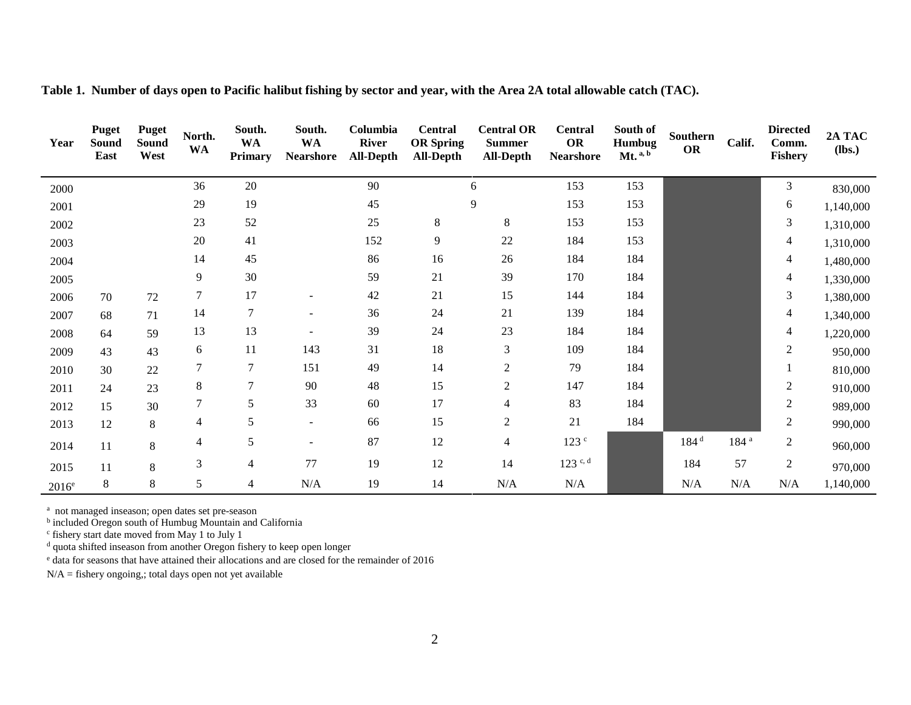**Table 1. Number of days open to Pacific halibut fishing by sector and year, with the Area 2A total allowable catch (TAC).**

| Year | Puget Sound East | Puget Sound West | North. WA | South. WA Primary | South. WA Nearshore | Columbia River All-Depth | Central OR Spring All-Depth | Central OR Summer All-Depth | Central OR Nearshore | South of Humbug Mt. [a, b] | Southern OR | Calif. | Directed Comm. Fishery | 2A TAC (lbs.) |
|---|---|---|---|---|---|---|---|---|---|---|---|---|---|---|
| 2000 | | | 36 | 20 | | 90 | 6 | | 153 | 153 | | | 3 | 830,000 |
| 2001 | | | 29 | 19 | | 45 | 9 | | 153 | 153 | | | 6 | 1,140,000 |
| 2002 | | | 23 | 52 | | 25 | 8 | 8 | 153 | 153 | | | 3 | 1,310,000 |
| 2003 | | | 20 | 41 | | 152 | 9 | 22 | 184 | 153 | | | 4 | 1,310,000 |
| 2004 | | | 14 | 45 | | 86 | 16 | 26 | 184 | 184 | | | 4 | 1,480,000 |
| 2005 | | | 9 | 30 | | 59 | 21 | 39 | 170 | 184 | | | 4 | 1,330,000 |
| 2006 | 70 | 72 | 7 | 17 | - | 42 | 21 | 15 | 144 | 184 | | | 3 | 1,380,000 |
| 2007 | 68 | 71 | 14 | 7 | - | 36 | 24 | 21 | 139 | 184 | | | 4 | 1,340,000 |
| 2008 | 64 | 59 | 13 | 13 | - | 39 | 24 | 23 | 184 | 184 | | | 4 | 1,220,000 |
| 2009 | 43 | 43 | 6 | 11 | 143 | 31 | 18 | 3 | 109 | 184 | | | 2 | 950,000 |
| 2010 | 30 | 22 | 7 | 7 | 151 | 49 | 14 | 2 | 79 | 184 | | | 1 | 810,000 |
| 2011 | 24 | 23 | 8 | 7 | 90 | 48 | 15 | 2 | 147 | 184 | | | 2 | 910,000 |
| 2012 | 15 | 30 | 7 | 5 | 33 | 60 | 17 | 4 | 83 | 184 | | | 2 | 989,000 |
| 2013 | 12 | 8 | 4 | 5 | - | 66 | 15 | 2 | 21 | 184 | | | 2 | 990,000 |
| 2014 | 11 | 8 | 4 | 5 | - | 87 | 12 | 4 | 123 [c] | | 184 [d] | 184 [a] | 2 | 960,000 |
| 2015 | 11 | 8 | 3 | 4 | 77 | 19 | 12 | 14 | 123 [c, d] | | 184 | 57 | 2 | 970,000 |
| 2016[e] | 8 | 8 | 5 | 4 | N/A | 19 | 14 | N/A | N/A | | N/A | N/A | N/A | 1,140,000 |

[a] not managed inseason; open dates set pre-season

[b] included Oregon south of Humbug Mountain and California

[c] fishery start date moved from May 1 to July 1

[d] quota shifted inseason from another Oregon fishery to keep open longer

[e] data for seasons that have attained their allocations and are closed for the remainder of 2016

N/A = fishery ongoing,; total days open not yet available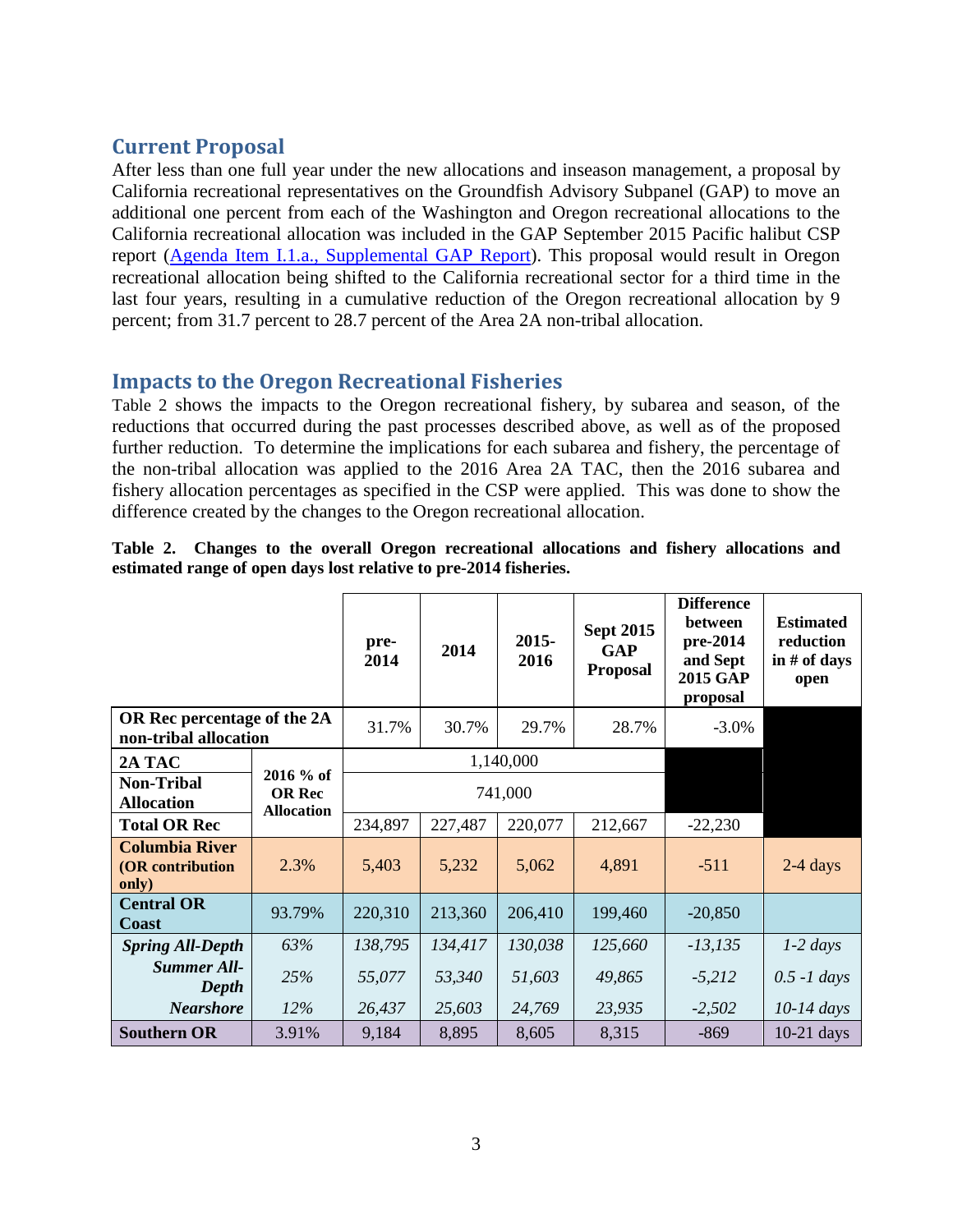## Current Proposal

After less than one full year under the new allocations and inseason management, a proposal by California recreational representatives on the Groundfish Advisory Subpanel (GAP) to move an additional one percent from each of the Washington and Oregon recreational allocations to the California recreational allocation was included in the GAP September 2015 Pacific halibut CSP report (Agenda Item I.1.a., Supplemental GAP Report). This proposal would result in Oregon recreational allocation being shifted to the California recreational sector for a third time in the last four years, resulting in a cumulative reduction of the Oregon recreational allocation by 9 percent; from 31.7 percent to 28.7 percent of the Area 2A non-tribal allocation.

## Impacts to the Oregon Recreational Fisheries

Table 2 shows the impacts to the Oregon recreational fishery, by subarea and season, of the reductions that occurred during the past processes described above, as well as of the proposed further reduction. To determine the implications for each subarea and fishery, the percentage of the non-tribal allocation was applied to the 2016 Area 2A TAC, then the 2016 subarea and fishery allocation percentages as specified in the CSP were applied. This was done to show the difference created by the changes to the Oregon recreational allocation.

**Table 2. Changes to the overall Oregon recreational allocations and fishery allocations and estimated range of open days lost relative to pre-2014 fisheries.**

| | | pre-2014 | 2014 | 2015-2016 | Sept 2015 GAP Proposal | Difference between pre-2014 and Sept 2015 GAP proposal | Estimated reduction in # of days open |
|---|---|---|---|---|---|---|---|
| **OR Rec percentage of the 2A non-tribal allocation** | | 31.7% | 30.7% | 29.7% | 28.7% | -3.0% | |
| **2A TAC** | **2016 % of OR Rec Allocation** | 1,140,000 | | | | | |
| **Non-Tribal Allocation** | | 741,000 | | | | | |
| **Total OR Rec** | | 234,897 | 227,487 | 220,077 | 212,667 | -22,230 | |
| **Columbia River (OR contribution only)** | 2.3% | 5,403 | 5,232 | 5,062 | 4,891 | -511 | 2-4 days |
| **Central OR Coast** | 93.79% | 220,310 | 213,360 | 206,410 | 199,460 | -20,850 | |
| ***Spring All-Depth*** | *63%* | *138,795* | *134,417* | *130,038* | *125,660* | *-13,135* | *1-2 days* |
| ***Summer All-Depth*** | *25%* | *55,077* | *53,340* | *51,603* | *49,865* | *-5,212* | *0.5 -1 days* |
| ***Nearshore*** | *12%* | *26,437* | *25,603* | *24,769* | *23,935* | *-2,502* | *10-14 days* |
| **Southern OR** | 3.91% | 9,184 | 8,895 | 8,605 | 8,315 | -869 | 10-21 days |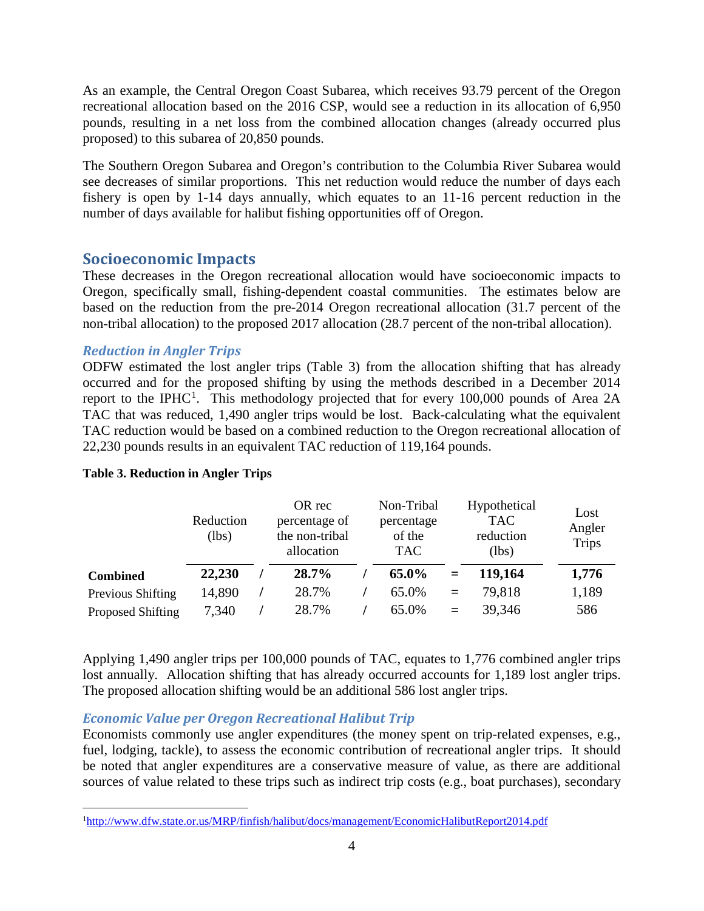As an example, the Central Oregon Coast Subarea, which receives 93.79 percent of the Oregon recreational allocation based on the 2016 CSP, would see a reduction in its allocation of 6,950 pounds, resulting in a net loss from the combined allocation changes (already occurred plus proposed) to this subarea of 20,850 pounds.

The Southern Oregon Subarea and Oregon's contribution to the Columbia River Subarea would see decreases of similar proportions. This net reduction would reduce the number of days each fishery is open by 1-14 days annually, which equates to an 11-16 percent reduction in the number of days available for halibut fishing opportunities off of Oregon.

## Socioeconomic Impacts

These decreases in the Oregon recreational allocation would have socioeconomic impacts to Oregon, specifically small, fishing-dependent coastal communities. The estimates below are based on the reduction from the pre-2014 Oregon recreational allocation (31.7 percent of the non-tribal allocation) to the proposed 2017 allocation (28.7 percent of the non-tribal allocation).

### *Reduction in Angler Trips*

ODFW estimated the lost angler trips (Table 3) from the allocation shifting that has already occurred and for the proposed shifting by using the methods described in a December 2014 report to the IPHC[1]. This methodology projected that for every 100,000 pounds of Area 2A TAC that was reduced, 1,490 angler trips would be lost. Back-calculating what the equivalent TAC reduction would be based on a combined reduction to the Oregon recreational allocation of 22,230 pounds results in an equivalent TAC reduction of 119,164 pounds.

**Table 3. Reduction in Angler Trips**

| | Reduction (lbs) | | OR rec percentage of the non-tribal allocation | | Non-Tribal percentage of the TAC | | Hypothetical TAC reduction (lbs) | Lost Angler Trips |
|---|---|---|---|---|---|---|---|---|
| **Combined** | **22,230** | / | **28.7%** | / | **65.0%** | = | **119,164** | **1,776** |
| Previous Shifting | 14,890 | / | 28.7% | / | 65.0% | = | 79,818 | 1,189 |
| Proposed Shifting | 7,340 | / | 28.7% | / | 65.0% | = | 39,346 | 586 |

Applying 1,490 angler trips per 100,000 pounds of TAC, equates to 1,776 combined angler trips lost annually. Allocation shifting that has already occurred accounts for 1,189 lost angler trips. The proposed allocation shifting would be an additional 586 lost angler trips.

### *Economic Value per Oregon Recreational Halibut Trip*

Economists commonly use angler expenditures (the money spent on trip-related expenses, e.g., fuel, lodging, tackle), to assess the economic contribution of recreational angler trips. It should be noted that angler expenditures are a conservative measure of value, as there are additional sources of value related to these trips such as indirect trip costs (e.g., boat purchases), secondary

[1] http://www.dfw.state.or.us/MRP/finfish/halibut/docs/management/EconomicHalibutReport2014.pdf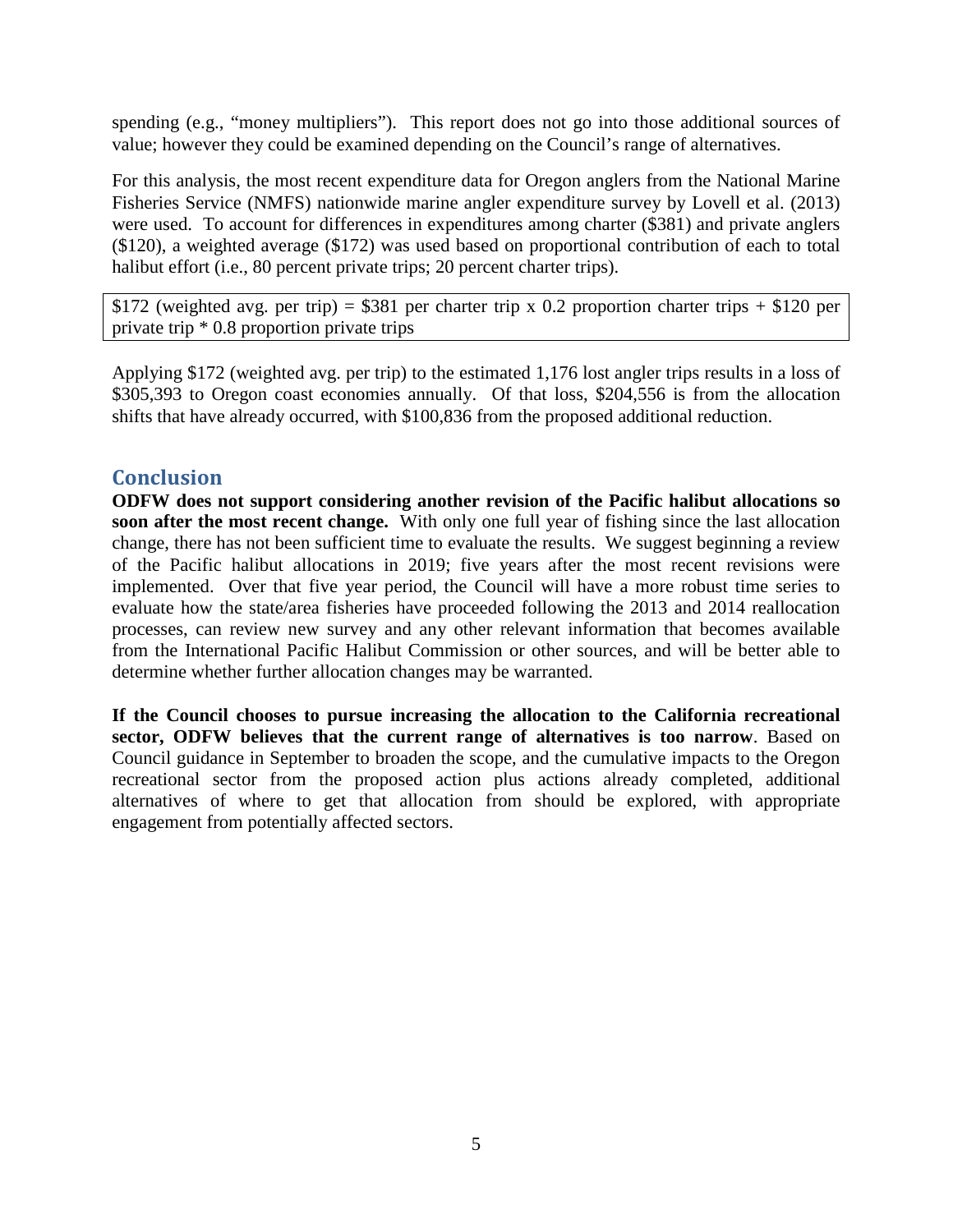spending (e.g., "money multipliers"). This report does not go into those additional sources of value; however they could be examined depending on the Council's range of alternatives.

For this analysis, the most recent expenditure data for Oregon anglers from the National Marine Fisheries Service (NMFS) nationwide marine angler expenditure survey by Lovell et al. (2013) were used. To account for differences in expenditures among charter ($381) and private anglers ($120), a weighted average ($172) was used based on proportional contribution of each to total halibut effort (i.e., 80 percent private trips; 20 percent charter trips).

$172 (weighted avg. per trip) = $381 per charter trip x 0.2 proportion charter trips + $120 per private trip * 0.8 proportion private trips

Applying $172 (weighted avg. per trip) to the estimated 1,176 lost angler trips results in a loss of $305,393 to Oregon coast economies annually. Of that loss, $204,556 is from the allocation shifts that have already occurred, with $100,836 from the proposed additional reduction.

## Conclusion

**ODFW does not support considering another revision of the Pacific halibut allocations so soon after the most recent change.** With only one full year of fishing since the last allocation change, there has not been sufficient time to evaluate the results. We suggest beginning a review of the Pacific halibut allocations in 2019; five years after the most recent revisions were implemented. Over that five year period, the Council will have a more robust time series to evaluate how the state/area fisheries have proceeded following the 2013 and 2014 reallocation processes, can review new survey and any other relevant information that becomes available from the International Pacific Halibut Commission or other sources, and will be better able to determine whether further allocation changes may be warranted.

**If the Council chooses to pursue increasing the allocation to the California recreational sector, ODFW believes that the current range of alternatives is too narrow**. Based on Council guidance in September to broaden the scope, and the cumulative impacts to the Oregon recreational sector from the proposed action plus actions already completed, additional alternatives of where to get that allocation from should be explored, with appropriate engagement from potentially affected sectors.